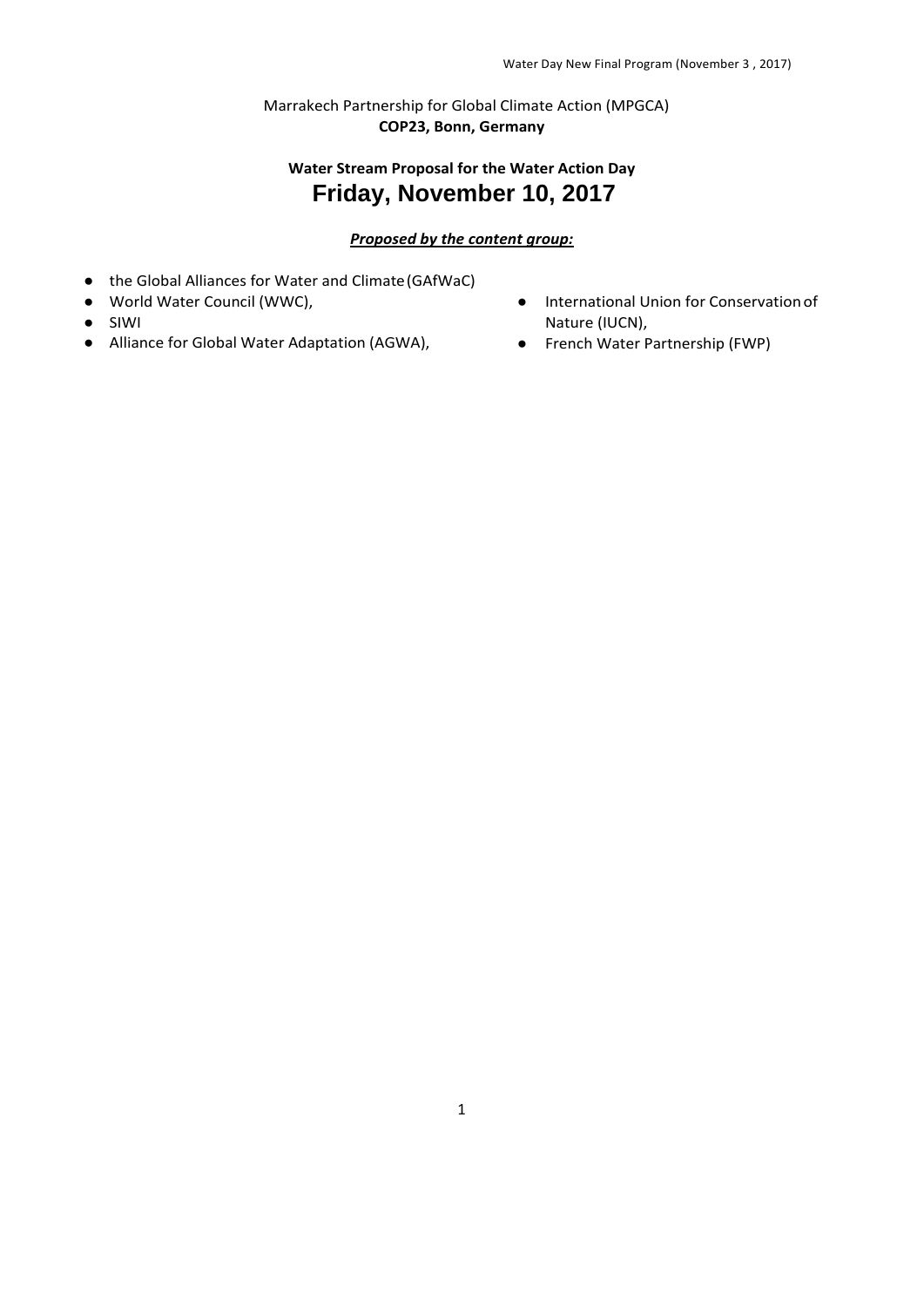Marrakech Partnership for Global Climate Action (MPGCA)
**COP23, Bonn, Germany**

## Water Stream Proposal for the Water Action Day

# Friday, November 10, 2017

***Proposed by the content group:***

- the Global Alliances for Water and Climate (GAfWaC)
- World Water Council (WWC),
- SIWI
- Alliance for Global Water Adaptation (AGWA),
- International Union for Conservation of Nature (IUCN),
- French Water Partnership (FWP)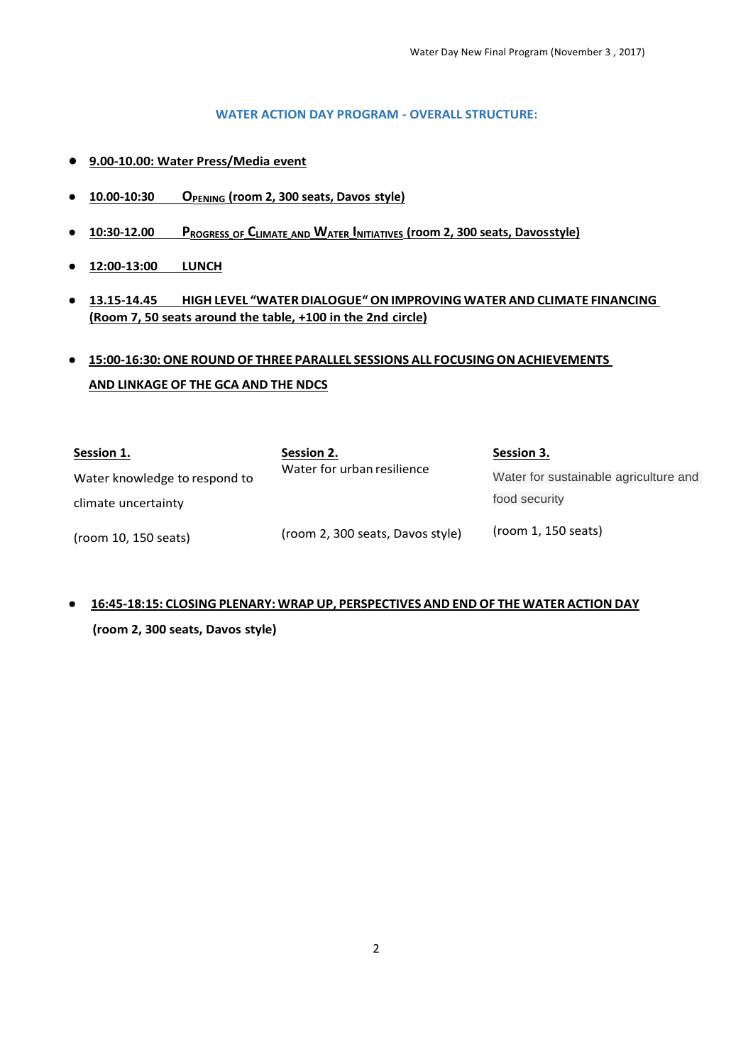## WATER ACTION DAY PROGRAM - OVERALL STRUCTURE:

- **9.00-10.00: Water Press/Media event**
- **10.00-10:30 OPENING (room 2, 300 seats, Davos style)**
- **10:30-12.00 PROGRESS OF CLIMATE AND WATER INITIATIVES (room 2, 300 seats, Davosstyle)**
- **12:00-13:00 LUNCH**
- **13.15-14.45 HIGH LEVEL "WATER DIALOGUE" ON IMPROVING WATER AND CLIMATE FINANCING (Room 7, 50 seats around the table, +100 in the 2nd circle)**
- **15:00-16:30: ONE ROUND OF THREE PARALLEL SESSIONS ALL FOCUSING ON ACHIEVEMENTS AND LINKAGE OF THE GCA AND THE NDCS**

| Session 1. | Session 2. | Session 3. |
|---|---|---|
| Water knowledge to respond to climate uncertainty | Water for urban resilience | Water for sustainable agriculture and food security |
| (room 10, 150 seats) | (room 2, 300 seats, Davos style) | (room 1, 150 seats) |

- **16:45-18:15: CLOSING PLENARY: WRAP UP, PERSPECTIVES AND END OF THE WATER ACTION DAY (room 2, 300 seats, Davos style)**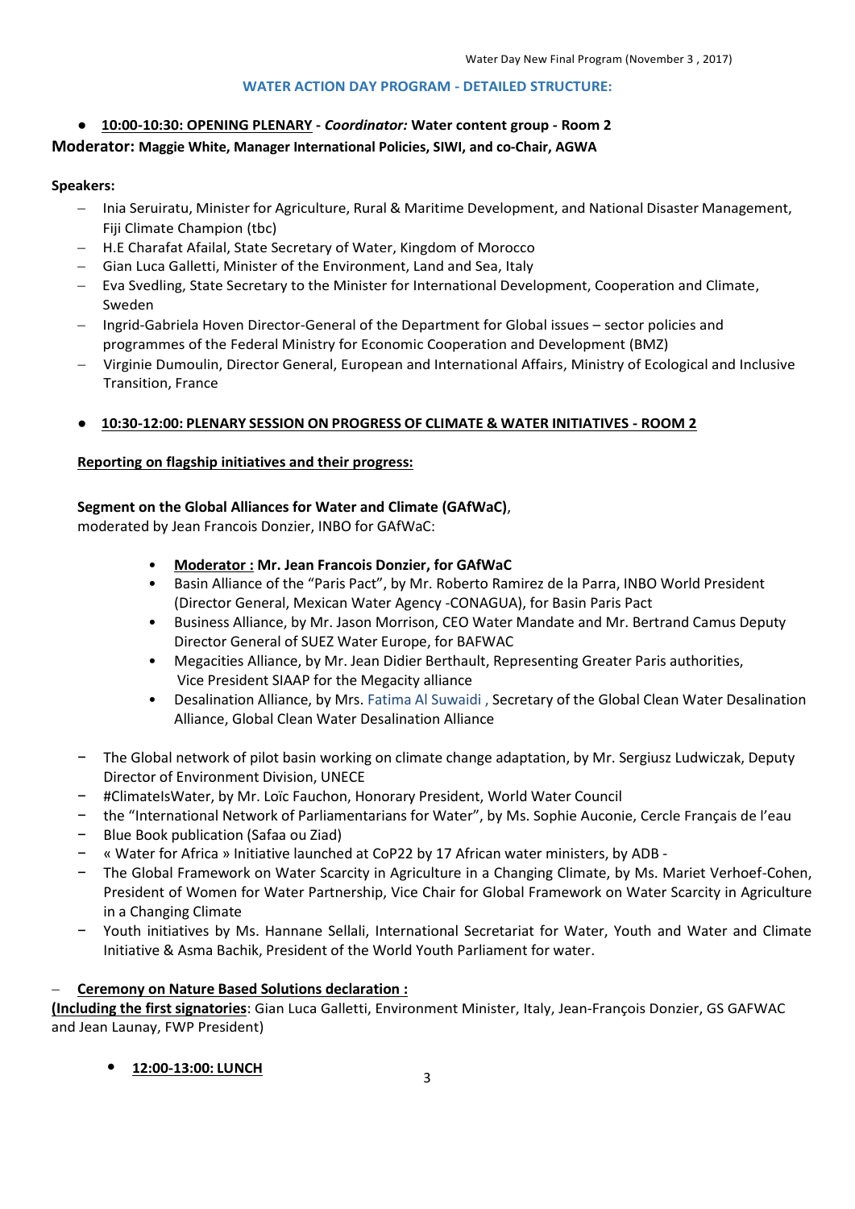## WATER ACTION DAY PROGRAM - DETAILED STRUCTURE:

- **10:00-10:30: OPENING PLENARY** - ***Coordinator:*** **Water content group - Room 2**

**Moderator: Maggie White, Manager International Policies, SIWI, and co-Chair, AGWA**

**Speakers:**

- Inia Seruiratu, Minister for Agriculture, Rural & Maritime Development, and National Disaster Management, Fiji Climate Champion (tbc)
- H.E Charafat Afailal, State Secretary of Water, Kingdom of Morocco
- Gian Luca Galletti, Minister of the Environment, Land and Sea, Italy
- Eva Svedling, State Secretary to the Minister for International Development, Cooperation and Climate, Sweden
- Ingrid-Gabriela Hoven Director-General of the Department for Global issues – sector policies and programmes of the Federal Ministry for Economic Cooperation and Development (BMZ)
- Virginie Dumoulin, Director General, European and International Affairs, Ministry of Ecological and Inclusive Transition, France

- **10:30-12:00: PLENARY SESSION ON PROGRESS OF CLIMATE & WATER INITIATIVES - ROOM 2**

**Reporting on flagship initiatives and their progress:**

**Segment on the Global Alliances for Water and Climate (GAfWaC)**, moderated by Jean Francois Donzier, INBO for GAfWaC:

- **Moderator : Mr. Jean Francois Donzier, for GAfWaC**
- Basin Alliance of the "Paris Pact", by Mr. Roberto Ramirez de la Parra, INBO World President (Director General, Mexican Water Agency -CONAGUA), for Basin Paris Pact
- Business Alliance, by Mr. Jason Morrison, CEO Water Mandate and Mr. Bertrand Camus Deputy Director General of SUEZ Water Europe, for BAFWAC
- Megacities Alliance, by Mr. Jean Didier Berthault, Representing Greater Paris authorities, Vice President SIAAP for the Megacity alliance
- Desalination Alliance, by Mrs. Fatima Al Suwaidi , Secretary of the Global Clean Water Desalination Alliance, Global Clean Water Desalination Alliance

- The Global network of pilot basin working on climate change adaptation, by Mr. Sergiusz Ludwiczak, Deputy Director of Environment Division, UNECE
- #ClimateIsWater, by Mr. Loïc Fauchon, Honorary President, World Water Council
- the "International Network of Parliamentarians for Water", by Ms. Sophie Auconie, Cercle Français de l'eau
- Blue Book publication (Safaa ou Ziad)
- « Water for Africa » Initiative launched at CoP22 by 17 African water ministers, by ADB -
- The Global Framework on Water Scarcity in Agriculture in a Changing Climate, by Ms. Mariet Verhoef-Cohen, President of Women for Water Partnership, Vice Chair for Global Framework on Water Scarcity in Agriculture in a Changing Climate
- Youth initiatives by Ms. Hannane Sellali, International Secretariat for Water, Youth and Water and Climate Initiative & Asma Bachik, President of the World Youth Parliament for water.

- **Ceremony on Nature Based Solutions declaration :**

**(Including the first signatories**: Gian Luca Galletti, Environment Minister, Italy, Jean-François Donzier, GS GAFWAC and Jean Launay, FWP President)

- **12:00-13:00: LUNCH**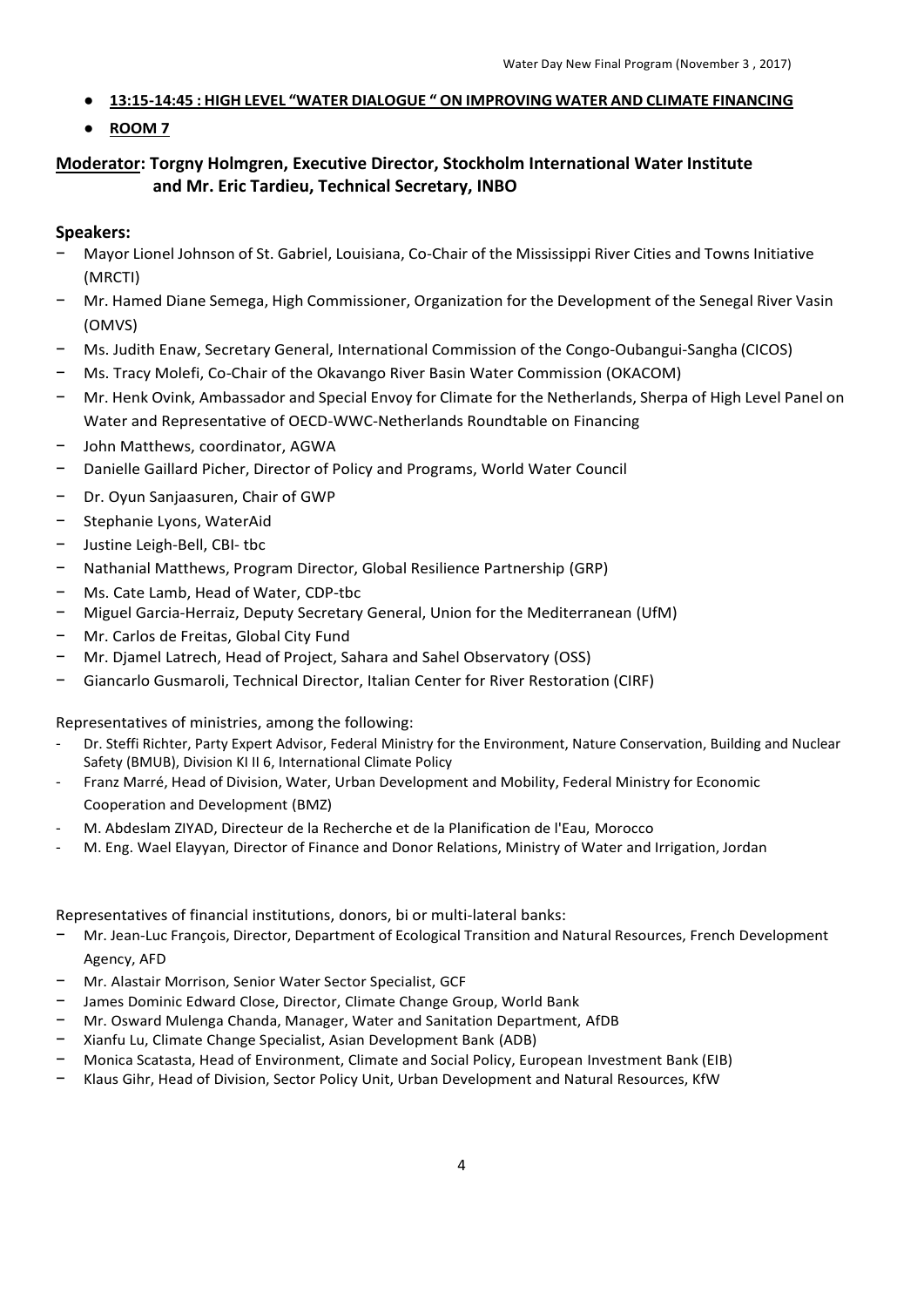- **13:15-14:45 : HIGH LEVEL "WATER DIALOGUE " ON IMPROVING WATER AND CLIMATE FINANCING**
- **ROOM 7**

**Moderator: Torgny Holmgren, Executive Director, Stockholm International Water Institute and Mr. Eric Tardieu, Technical Secretary, INBO**

**Speakers:**

- Mayor Lionel Johnson of St. Gabriel, Louisiana, Co-Chair of the Mississippi River Cities and Towns Initiative (MRCTI)
- Mr. Hamed Diane Semega, High Commissioner, Organization for the Development of the Senegal River Vasin (OMVS)
- Ms. Judith Enaw, Secretary General, International Commission of the Congo-Oubangui-Sangha (CICOS)
- Ms. Tracy Molefi, Co-Chair of the Okavango River Basin Water Commission (OKACOM)
- Mr. Henk Ovink, Ambassador and Special Envoy for Climate for the Netherlands, Sherpa of High Level Panel on Water and Representative of OECD-WWC-Netherlands Roundtable on Financing
- John Matthews, coordinator, AGWA
- Danielle Gaillard Picher, Director of Policy and Programs, World Water Council
- Dr. Oyun Sanjaasuren, Chair of GWP
- Stephanie Lyons, WaterAid
- Justine Leigh-Bell, CBI- tbc
- Nathanial Matthews, Program Director, Global Resilience Partnership (GRP)
- Ms. Cate Lamb, Head of Water, CDP-tbc
- Miguel Garcia-Herraiz, Deputy Secretary General, Union for the Mediterranean (UfM)
- Mr. Carlos de Freitas, Global City Fund
- Mr. Djamel Latrech, Head of Project, Sahara and Sahel Observatory (OSS)
- Giancarlo Gusmaroli, Technical Director, Italian Center for River Restoration (CIRF)

Representatives of ministries, among the following:

- Dr. Steffi Richter, Party Expert Advisor, Federal Ministry for the Environment, Nature Conservation, Building and Nuclear Safety (BMUB), Division KI II 6, International Climate Policy
- Franz Marré, Head of Division, Water, Urban Development and Mobility, Federal Ministry for Economic Cooperation and Development (BMZ)
- M. Abdeslam ZIYAD, Directeur de la Recherche et de la Planification de l'Eau, Morocco
- M. Eng. Wael Elayyan, Director of Finance and Donor Relations, Ministry of Water and Irrigation, Jordan

Representatives of financial institutions, donors, bi or multi-lateral banks:

- Mr. Jean-Luc François, Director, Department of Ecological Transition and Natural Resources, French Development Agency, AFD
- Mr. Alastair Morrison, Senior Water Sector Specialist, GCF
- James Dominic Edward Close, Director, Climate Change Group, World Bank
- Mr. Osward Mulenga Chanda, Manager, Water and Sanitation Department, AfDB
- Xianfu Lu, Climate Change Specialist, Asian Development Bank (ADB)
- Monica Scatasta, Head of Environment, Climate and Social Policy, European Investment Bank (EIB)
- Klaus Gihr, Head of Division, Sector Policy Unit, Urban Development and Natural Resources, KfW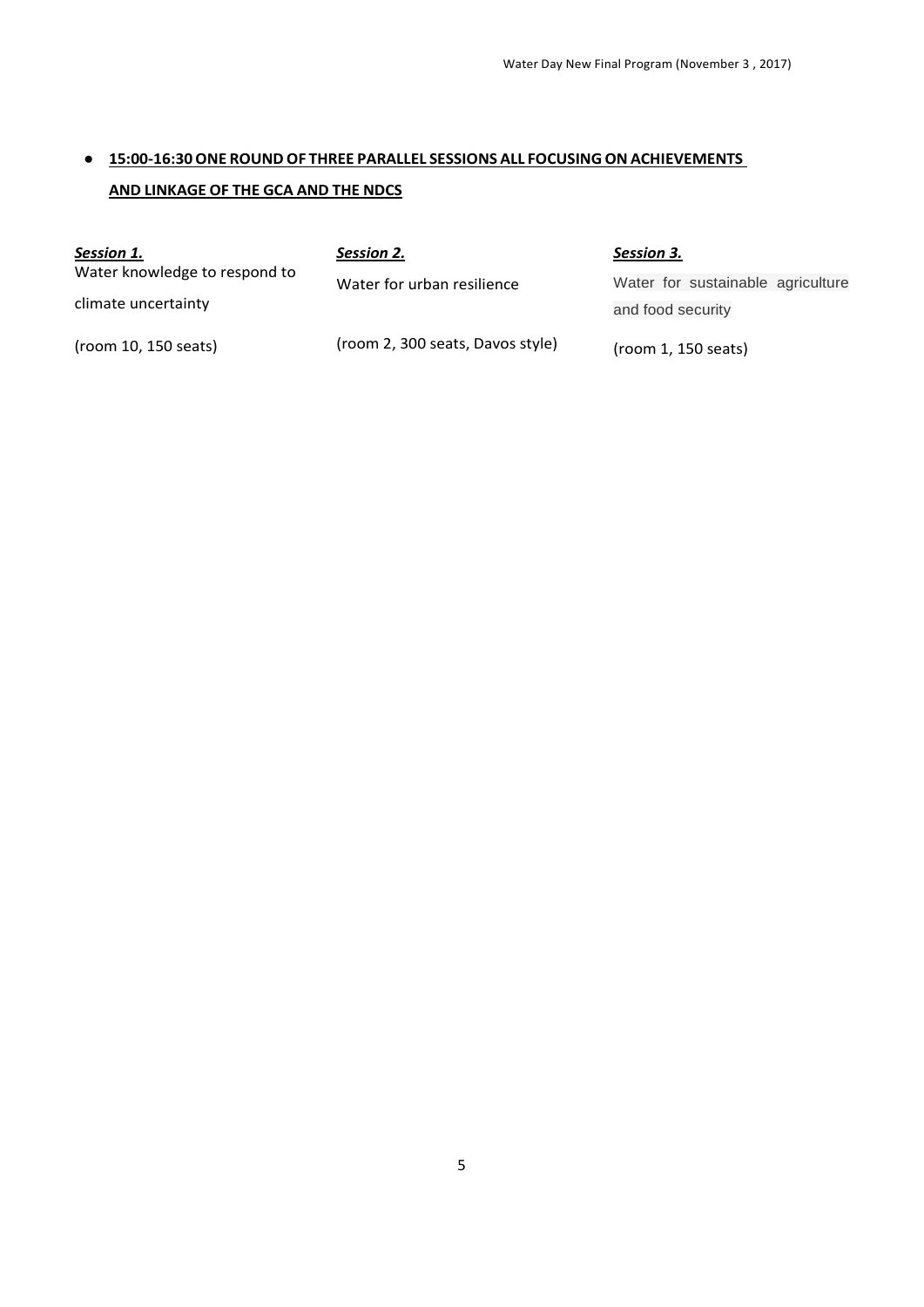- **15:00-16:30 ONE ROUND OF THREE PARALLEL SESSIONS ALL FOCUSING ON ACHIEVEMENTS AND LINKAGE OF THE GCA AND THE NDCS**

| ***Session 1.*** | ***Session 2.*** | ***Session 3.*** |
|---|---|---|
| Water knowledge to respond to climate uncertainty | Water for urban resilience | Water for sustainable agriculture and food security |
| (room 10, 150 seats) | (room 2, 300 seats, Davos style) | (room 1, 150 seats) |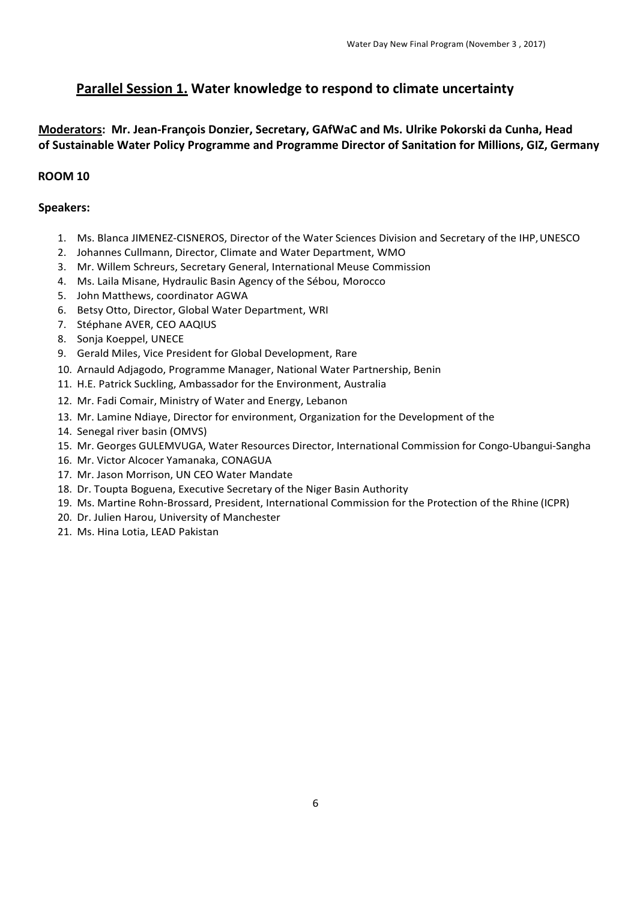## **Parallel Session 1.** Water knowledge to respond to climate uncertainty

**Moderators: Mr. Jean-François Donzier, Secretary, GAfWaC and Ms. Ulrike Pokorski da Cunha, Head of Sustainable Water Policy Programme and Programme Director of Sanitation for Millions, GIZ, Germany**

**ROOM 10**

**Speakers:**

1. Ms. Blanca JIMENEZ-CISNEROS, Director of the Water Sciences Division and Secretary of the IHP, UNESCO
2. Johannes Cullmann, Director, Climate and Water Department, WMO
3. Mr. Willem Schreurs, Secretary General, International Meuse Commission
4. Ms. Laila Misane, Hydraulic Basin Agency of the Sébou, Morocco
5. John Matthews, coordinator AGWA
6. Betsy Otto, Director, Global Water Department, WRI
7. Stéphane AVER, CEO AAQIUS
8. Sonja Koeppel, UNECE
9. Gerald Miles, Vice President for Global Development, Rare
10. Arnauld Adjagodo, Programme Manager, National Water Partnership, Benin
11. H.E. Patrick Suckling, Ambassador for the Environment, Australia
12. Mr. Fadi Comair, Ministry of Water and Energy, Lebanon
13. Mr. Lamine Ndiaye, Director for environment, Organization for the Development of the
14. Senegal river basin (OMVS)
15. Mr. Georges GULEMVUGA, Water Resources Director, International Commission for Congo-Ubangui-Sangha
16. Mr. Victor Alcocer Yamanaka, CONAGUA
17. Mr. Jason Morrison, UN CEO Water Mandate
18. Dr. Toupta Boguena, Executive Secretary of the Niger Basin Authority
19. Ms. Martine Rohn-Brossard, President, International Commission for the Protection of the Rhine (ICPR)
20. Dr. Julien Harou, University of Manchester
21. Ms. Hina Lotia, LEAD Pakistan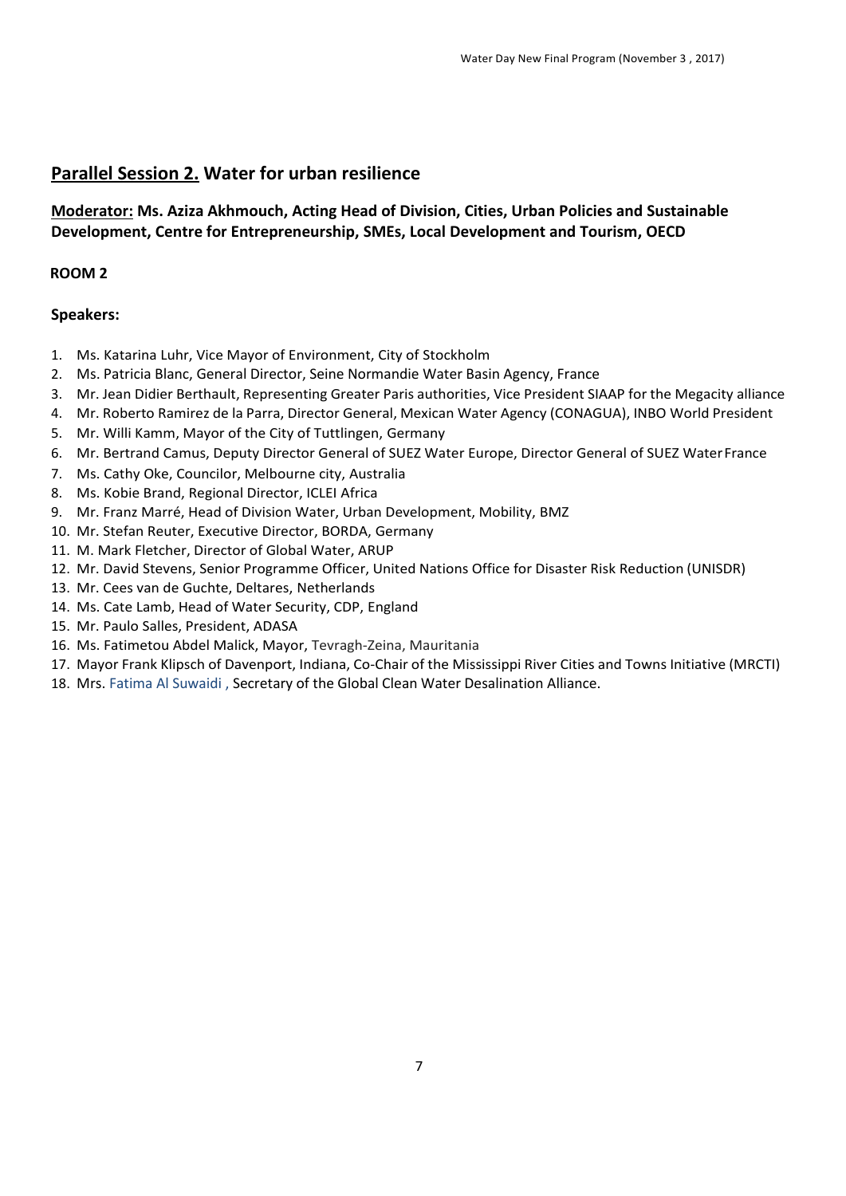## Parallel Session 2. Water for urban resilience

**Moderator: Ms. Aziza Akhmouch, Acting Head of Division, Cities, Urban Policies and Sustainable Development, Centre for Entrepreneurship, SMEs, Local Development and Tourism, OECD**

**ROOM 2**

**Speakers:**

1. Ms. Katarina Luhr, Vice Mayor of Environment, City of Stockholm
2. Ms. Patricia Blanc, General Director, Seine Normandie Water Basin Agency, France
3. Mr. Jean Didier Berthault, Representing Greater Paris authorities, Vice President SIAAP for the Megacity alliance
4. Mr. Roberto Ramirez de la Parra, Director General, Mexican Water Agency (CONAGUA), INBO World President
5. Mr. Willi Kamm, Mayor of the City of Tuttlingen, Germany
6. Mr. Bertrand Camus, Deputy Director General of SUEZ Water Europe, Director General of SUEZ Water France
7. Ms. Cathy Oke, Councilor, Melbourne city, Australia
8. Ms. Kobie Brand, Regional Director, ICLEI Africa
9. Mr. Franz Marré, Head of Division Water, Urban Development, Mobility, BMZ
10. Mr. Stefan Reuter, Executive Director, BORDA, Germany
11. M. Mark Fletcher, Director of Global Water, ARUP
12. Mr. David Stevens, Senior Programme Officer, United Nations Office for Disaster Risk Reduction (UNISDR)
13. Mr. Cees van de Guchte, Deltares, Netherlands
14. Ms. Cate Lamb, Head of Water Security, CDP, England
15. Mr. Paulo Salles, President, ADASA
16. Ms. Fatimetou Abdel Malick, Mayor, Tevragh-Zeina, Mauritania
17. Mayor Frank Klipsch of Davenport, Indiana, Co-Chair of the Mississippi River Cities and Towns Initiative (MRCTI)
18. Mrs. Fatima Al Suwaidi , Secretary of the Global Clean Water Desalination Alliance.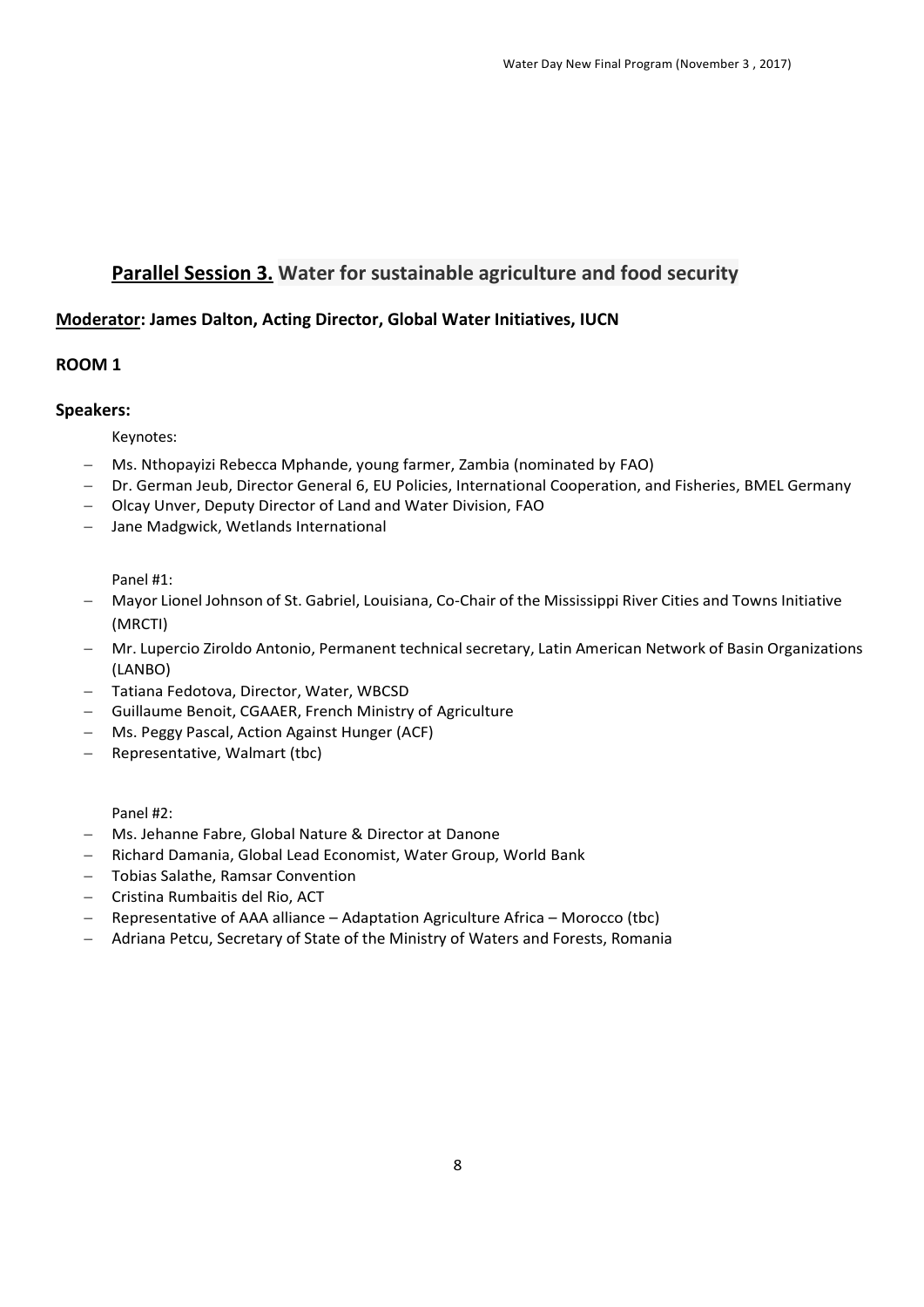## **Parallel Session 3. Water for sustainable agriculture and food security**

**Moderator: James Dalton, Acting Director, Global Water Initiatives, IUCN**

**ROOM 1**

**Speakers:**

Keynotes:

- Ms. Nthopayizi Rebecca Mphande, young farmer, Zambia (nominated by FAO)
- Dr. German Jeub, Director General 6, EU Policies, International Cooperation, and Fisheries, BMEL Germany
- Olcay Unver, Deputy Director of Land and Water Division, FAO
- Jane Madgwick, Wetlands International

Panel #1:

- Mayor Lionel Johnson of St. Gabriel, Louisiana, Co-Chair of the Mississippi River Cities and Towns Initiative (MRCTI)
- Mr. Lupercio Ziroldo Antonio, Permanent technical secretary, Latin American Network of Basin Organizations (LANBO)
- Tatiana Fedotova, Director, Water, WBCSD
- Guillaume Benoit, CGAAER, French Ministry of Agriculture
- Ms. Peggy Pascal, Action Against Hunger (ACF)
- Representative, Walmart (tbc)

Panel #2:

- Ms. Jehanne Fabre, Global Nature & Director at Danone
- Richard Damania, Global Lead Economist, Water Group, World Bank
- Tobias Salathe, Ramsar Convention
- Cristina Rumbaitis del Rio, ACT
- Representative of AAA alliance – Adaptation Agriculture Africa – Morocco (tbc)
- Adriana Petcu, Secretary of State of the Ministry of Waters and Forests, Romania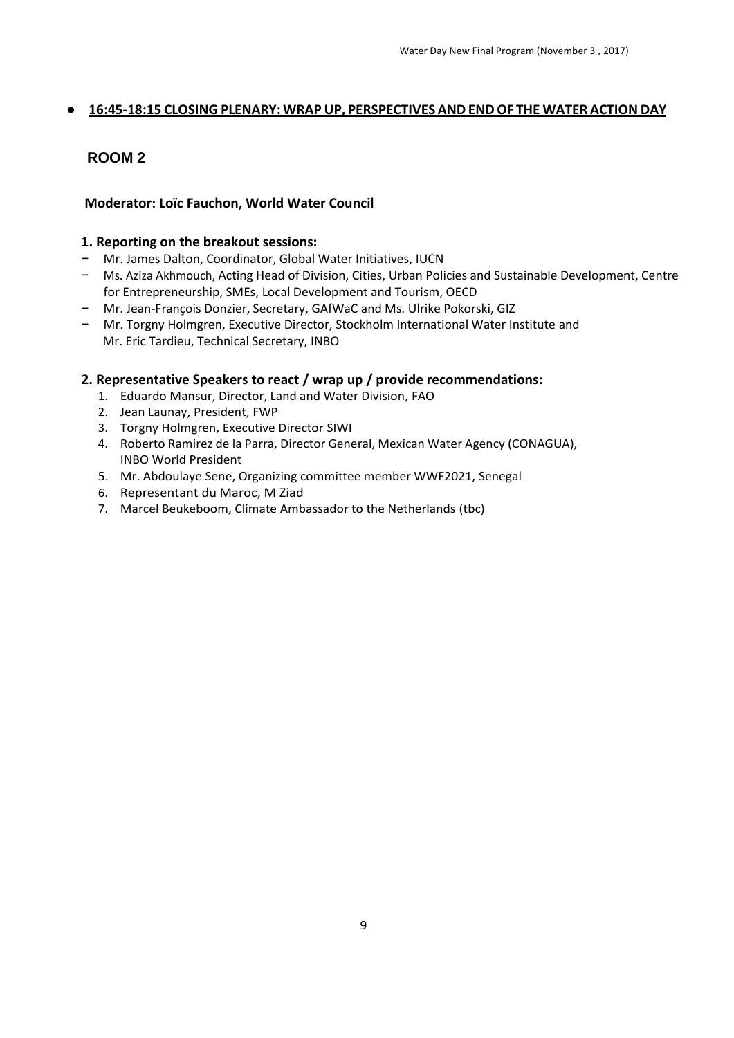- **16:45-18:15 CLOSING PLENARY: WRAP UP, PERSPECTIVES AND END OF THE WATER ACTION DAY**

## ROOM 2

**Moderator: Loïc Fauchon, World Water Council**

**1. Reporting on the breakout sessions:**

- Mr. James Dalton, Coordinator, Global Water Initiatives, IUCN
- Ms. Aziza Akhmouch, Acting Head of Division, Cities, Urban Policies and Sustainable Development, Centre for Entrepreneurship, SMEs, Local Development and Tourism, OECD
- Mr. Jean-François Donzier, Secretary, GAfWaC and Ms. Ulrike Pokorski, GIZ
- Mr. Torgny Holmgren, Executive Director, Stockholm International Water Institute and Mr. Eric Tardieu, Technical Secretary, INBO

**2. Representative Speakers to react / wrap up / provide recommendations:**

1. Eduardo Mansur, Director, Land and Water Division, FAO
2. Jean Launay, President, FWP
3. Torgny Holmgren, Executive Director SIWI
4. Roberto Ramirez de la Parra, Director General, Mexican Water Agency (CONAGUA), INBO World President
5. Mr. Abdoulaye Sene, Organizing committee member WWF2021, Senegal
6. Representant du Maroc, M Ziad
7. Marcel Beukeboom, Climate Ambassador to the Netherlands (tbc)